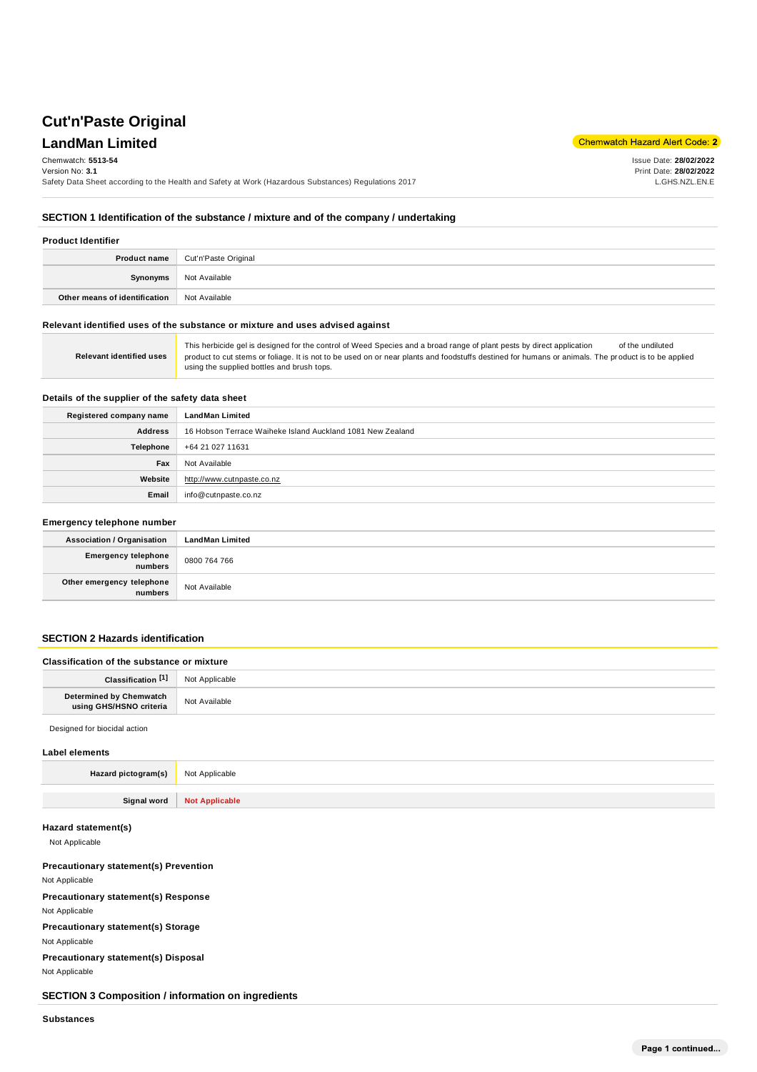# Cut'n'Paste Original

## LandMan Limited

Chemwatch Hazard Alert Code: **2**

Chemwatch: **5513-54**
Version No: **3.1**
Safety Data Sheet according to the Health and Safety at Work (Hazardous Substances) Regulations 2017

Issue Date: **28/02/2022**
Print Date: **28/02/2022**
L.GHS.NZL.EN.E

## SECTION 1 Identification of the substance / mixture and of the company / undertaking

### Product Identifier

| | |
|---|---|
| **Product name** | Cut'n'Paste Original |
| **Synonyms** | Not Available |
| **Other means of identification** | Not Available |

### Relevant identified uses of the substance or mixture and uses advised against

| | |
|---|---|
| **Relevant identified uses** | This herbicide gel is designed for the control of Weed Species and a broad range of plant pests by direct application of the undiluted product to cut stems or foliage. It is not to be used on or near plants and foodstuffs destined for humans or animals. The product is to be applied using the supplied bottles and brush tops. |

### Details of the supplier of the safety data sheet

| | |
|---|---|
| **Registered company name** | **LandMan Limited** |
| **Address** | 16 Hobson Terrace Waiheke Island Auckland 1081 New Zealand |
| **Telephone** | +64 21 027 11631 |
| **Fax** | Not Available |
| **Website** | http://www.cutnpaste.co.nz |
| **Email** | info@cutnpaste.co.nz |

### Emergency telephone number

| | |
|---|---|
| **Association / Organisation** | **LandMan Limited** |
| **Emergency telephone numbers** | 0800 764 766 |
| **Other emergency telephone numbers** | Not Available |

## SECTION 2 Hazards identification

### Classification of the substance or mixture

| | |
|---|---|
| **Classification [1]** | Not Applicable |
| **Determined by Chemwatch using GHS/HSNO criteria** | Not Available |

Designed for biocidal action

### Label elements

| | |
|---|---|
| **Hazard pictogram(s)** | Not Applicable |
| **Signal word** | **Not Applicable** |

### Hazard statement(s)

Not Applicable

### Precautionary statement(s) Prevention

Not Applicable

### Precautionary statement(s) Response

Not Applicable

### Precautionary statement(s) Storage

Not Applicable

### Precautionary statement(s) Disposal

Not Applicable

## SECTION 3 Composition / information on ingredients

### Substances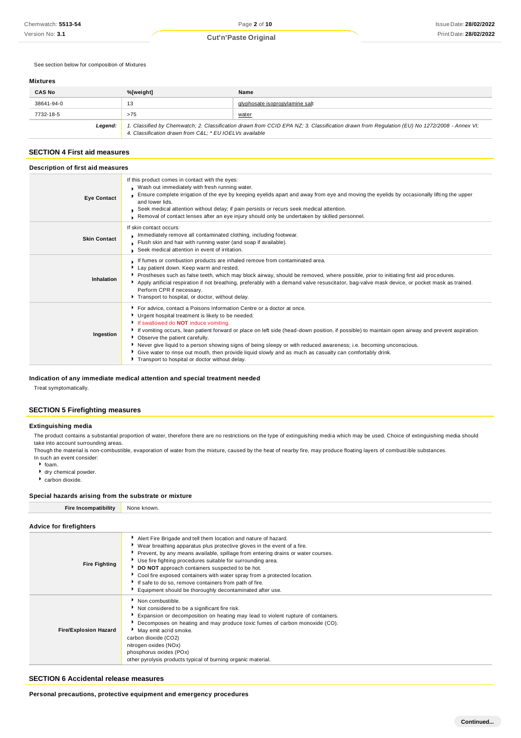See section below for composition of Mixtures

### Mixtures

| CAS No | %[weight] | Name |
|---|---|---|
| 38641-94-0 | 13 | glyphosate isopropylamine salt |
| 7732-18-5 | >75 | water |
| **Legend:** | 1. Classified by Chemwatch; 2. Classification drawn from CCID EPA NZ; 3. Classification drawn from Regulation (EU) No 1272/2008 - Annex VI; 4. Classification drawn from C&L; * EU IOELVs available | |

## SECTION 4 First aid measures

### Description of first aid measures

| | |
|---|---|
| **Eye Contact** | If this product comes in contact with the eyes:<br>• Wash out immediately with fresh running water.<br>• Ensure complete irrigation of the eye by keeping eyelids apart and away from eye and moving the eyelids by occasionally lifting the upper and lower lids.<br>• Seek medical attention without delay; if pain persists or recurs seek medical attention.<br>• Removal of contact lenses after an eye injury should only be undertaken by skilled personnel. |
| **Skin Contact** | If skin contact occurs:<br>• Immediately remove all contaminated clothing, including footwear.<br>• Flush skin and hair with running water (and soap if available).<br>• Seek medical attention in event of irritation. |
| **Inhalation** | • If fumes or combustion products are inhaled remove from contaminated area.<br>• Lay patient down. Keep warm and rested.<br>• Prostheses such as false teeth, which may block airway, should be removed, where possible, prior to initiating first aid procedures.<br>• Apply artificial respiration if not breathing, preferably with a demand valve resuscitator, bag-valve mask device, or pocket mask as trained. Perform CPR if necessary.<br>• Transport to hospital, or doctor, without delay. |
| **Ingestion** | • For advice, contact a Poisons Information Centre or a doctor at once.<br>• Urgent hospital treatment is likely to be needed.<br>• If swallowed do **NOT** induce vomiting.<br>• If vomiting occurs, lean patient forward or place on left side (head-down position, if possible) to maintain open airway and prevent aspiration.<br>• Observe the patient carefully.<br>• Never give liquid to a person showing signs of being sleepy or with reduced awareness; i.e. becoming unconscious.<br>• Give water to rinse out mouth, then provide liquid slowly and as much as casualty can comfortably drink.<br>• Transport to hospital or doctor without delay. |

### Indication of any immediate medical attention and special treatment needed

Treat symptomatically.

## SECTION 5 Firefighting measures

### Extinguishing media

The product contains a substantial proportion of water, therefore there are no restrictions on the type of extinguishing media which may be used. Choice of extinguishing media should take into account surrounding areas.

Though the material is non-combustible, evaporation of water from the mixture, caused by the heat of nearby fire, may produce floating layers of combustible substances.

In such an event consider:

- foam.
- dry chemical powder.
- carbon dioxide.

### Special hazards arising from the substrate or mixture

| | |
|---|---|
| **Fire Incompatibility** | None known. |

### Advice for firefighters

| | |
|---|---|
| **Fire Fighting** | • Alert Fire Brigade and tell them location and nature of hazard.<br>• Wear breathing apparatus plus protective gloves in the event of a fire.<br>• Prevent, by any means available, spillage from entering drains or water courses.<br>• Use fire fighting procedures suitable for surrounding area.<br>• **DO NOT** approach containers suspected to be hot.<br>• Cool fire exposed containers with water spray from a protected location.<br>• If safe to do so, remove containers from path of fire.<br>• Equipment should be thoroughly decontaminated after use. |
| **Fire/Explosion Hazard** | • Non combustible.<br>• Not considered to be a significant fire risk.<br>• Expansion or decomposition on heating may lead to violent rupture of containers.<br>• Decomposes on heating and may produce toxic fumes of carbon monoxide (CO).<br>• May emit acrid smoke.<br>carbon dioxide ($CO_2$)<br>nitrogen oxides ($NO_x$)<br>phosphorus oxides ($PO_x$)<br>other pyrolysis products typical of burning organic material. |

## SECTION 6 Accidental release measures

### Personal precautions, protective equipment and emergency procedures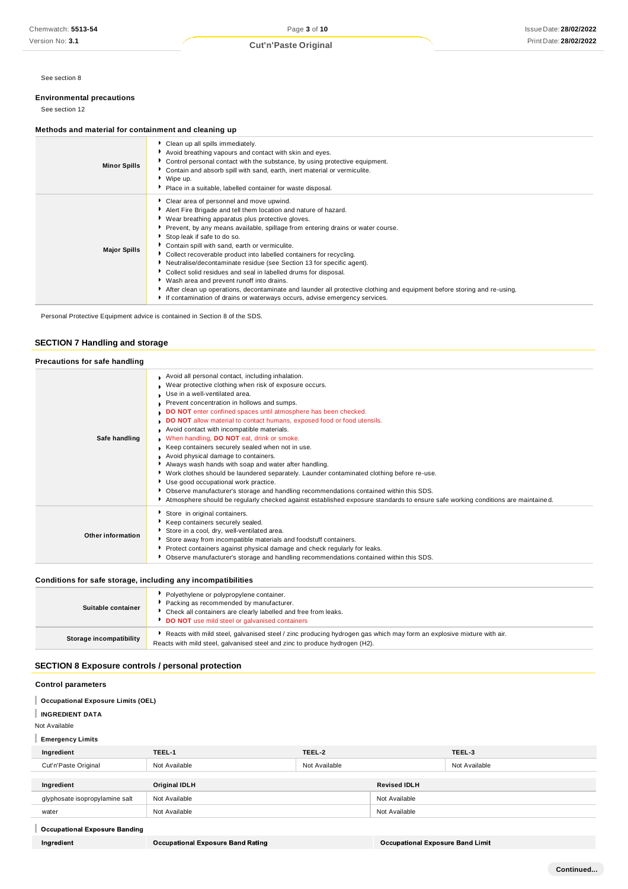See section 8

**Environmental precautions**

See section 12

**Methods and material for containment and cleaning up**

| | |
|---|---|
| **Minor Spills** | Clean up all spills immediately.<br>Avoid breathing vapours and contact with skin and eyes.<br>Control personal contact with the substance, by using protective equipment.<br>Contain and absorb spill with sand, earth, inert material or vermiculite.<br>Wipe up.<br>Place in a suitable, labelled container for waste disposal. |
| **Major Spills** | Clear area of personnel and move upwind.<br>Alert Fire Brigade and tell them location and nature of hazard.<br>Wear breathing apparatus plus protective gloves.<br>Prevent, by any means available, spillage from entering drains or water course.<br>Stop leak if safe to do so.<br>Contain spill with sand, earth or vermiculite.<br>Collect recoverable product into labelled containers for recycling.<br>Neutralise/decontaminate residue (see Section 13 for specific agent).<br>Collect solid residues and seal in labelled drums for disposal.<br>Wash area and prevent runoff into drains.<br>After clean up operations, decontaminate and launder all protective clothing and equipment before storing and re-using.<br>If contamination of drains or waterways occurs, advise emergency services. |

Personal Protective Equipment advice is contained in Section 8 of the SDS.

## SECTION 7 Handling and storage

**Precautions for safe handling**

| | |
|---|---|
| **Safe handling** | Avoid all personal contact, including inhalation.<br>Wear protective clothing when risk of exposure occurs.<br>Use in a well-ventilated area.<br>Prevent concentration in hollows and sumps.<br>**DO NOT** enter confined spaces until atmosphere has been checked.<br>**DO NOT** allow material to contact humans, exposed food or food utensils.<br>Avoid contact with incompatible materials.<br>When handling, **DO NOT** eat, drink or smoke.<br>Keep containers securely sealed when not in use.<br>Avoid physical damage to containers.<br>Always wash hands with soap and water after handling.<br>Work clothes should be laundered separately. Launder contaminated clothing before re-use.<br>Use good occupational work practice.<br>Observe manufacturer's storage and handling recommendations contained within this SDS.<br>Atmosphere should be regularly checked against established exposure standards to ensure safe working conditions are maintained. |
| **Other information** | Store in original containers.<br>Keep containers securely sealed.<br>Store in a cool, dry, well-ventilated area.<br>Store away from incompatible materials and foodstuff containers.<br>Protect containers against physical damage and check regularly for leaks.<br>Observe manufacturer's storage and handling recommendations contained within this SDS. |

**Conditions for safe storage, including any incompatibilities**

| | |
|---|---|
| **Suitable container** | Polyethylene or polypropylene container.<br>Packing as recommended by manufacturer.<br>Check all containers are clearly labelled and free from leaks.<br>**DO NOT** use mild steel or galvanised containers |
| **Storage incompatibility** | Reacts with mild steel, galvanised steel / zinc producing hydrogen gas which may form an explosive mixture with air.<br>Reacts with mild steel, galvanised steel and zinc to produce hydrogen (H2). |

## SECTION 8 Exposure controls / personal protection

**Control parameters**

**Occupational Exposure Limits (OEL)**

**INGREDIENT DATA**

Not Available

**Emergency Limits**

| Ingredient | TEEL-1 | TEEL-2 | TEEL-3 |
|---|---|---|---|
| Cut'n'Paste Original | Not Available | Not Available | Not Available |

| Ingredient | Original IDLH | Revised IDLH |
|---|---|---|
| glyphosate isopropylamine salt | Not Available | Not Available |
| water | Not Available | Not Available |

**Occupational Exposure Banding**

| Ingredient | Occupational Exposure Band Rating | Occupational Exposure Band Limit |
|---|---|---|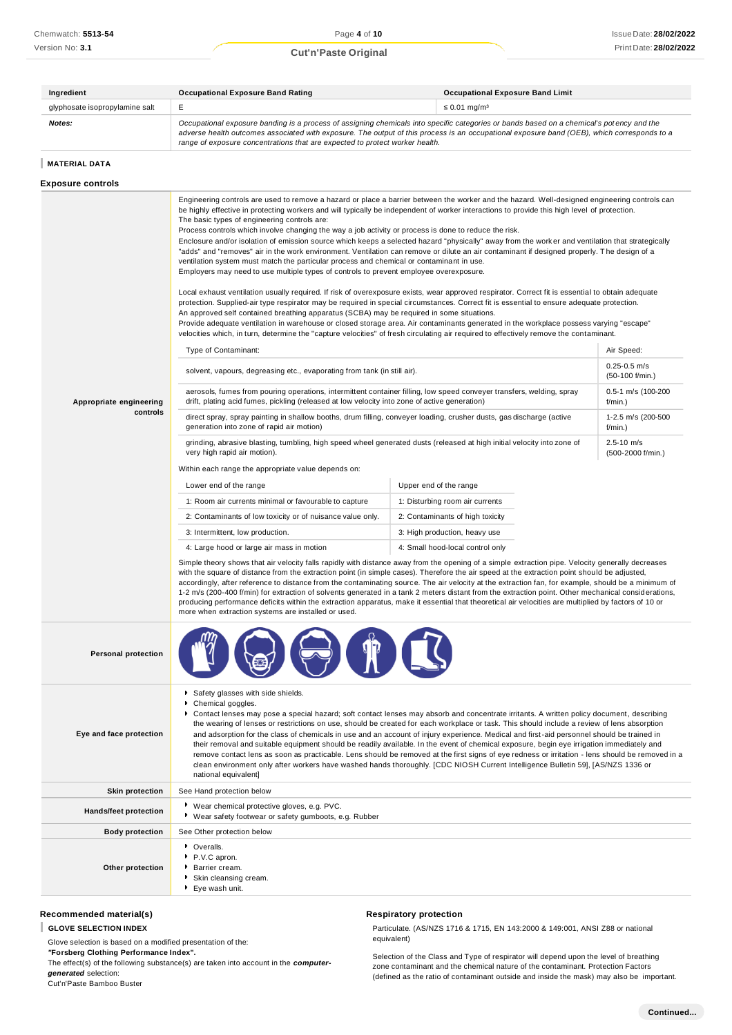| Ingredient | Occupational Exposure Band Rating | Occupational Exposure Band Limit |
|---|---|---|
| glyphosate isopropylamine salt | E | ≤ 0.01 mg/m³ |
| ***Notes:*** | *Occupational exposure banding is a process of assigning chemicals into specific categories or bands based on a chemical's potency and the adverse health outcomes associated with exposure. The output of this process is an occupational exposure band (OEB), which corresponds to a range of exposure concentrations that are expected to protect worker health.* | |

## MATERIAL DATA

### Exposure controls

**Appropriate engineering controls**

Engineering controls are used to remove a hazard or place a barrier between the worker and the hazard. Well-designed engineering controls can be highly effective in protecting workers and will typically be independent of worker interactions to provide this high level of protection.
The basic types of engineering controls are:
Process controls which involve changing the way a job activity or process is done to reduce the risk.
Enclosure and/or isolation of emission source which keeps a selected hazard "physically" away from the worker and ventilation that strategically "adds" and "removes" air in the work environment. Ventilation can remove or dilute an air contaminant if designed properly. The design of a ventilation system must match the particular process and chemical or contaminant in use.
Employers may need to use multiple types of controls to prevent employee overexposure.

Local exhaust ventilation usually required. If risk of overexposure exists, wear approved respirator. Correct fit is essential to obtain adequate protection. Supplied-air type respirator may be required in special circumstances. Correct fit is essential to ensure adequate protection.
An approved self contained breathing apparatus (SCBA) may be required in some situations.
Provide adequate ventilation in warehouse or closed storage area. Air contaminants generated in the workplace possess varying "escape" velocities which, in turn, determine the "capture velocities" of fresh circulating air required to effectively remove the contaminant.

| Type of Contaminant: | Air Speed: |
|---|---|
| solvent, vapours, degreasing etc., evaporating from tank (in still air). | 0.25-0.5 m/s (50-100 f/min.) |
| aerosols, fumes from pouring operations, intermittent container filling, low speed conveyer transfers, welding, spray drift, plating acid fumes, pickling (released at low velocity into zone of active generation) | 0.5-1 m/s (100-200 f/min.) |
| direct spray, spray painting in shallow booths, drum filling, conveyer loading, crusher dusts, gas discharge (active generation into zone of rapid air motion) | 1-2.5 m/s (200-500 f/min.) |
| grinding, abrasive blasting, tumbling, high speed wheel generated dusts (released at high initial velocity into zone of very high rapid air motion). | 2.5-10 m/s (500-2000 f/min.) |

Within each range the appropriate value depends on:

| Lower end of the range | Upper end of the range |
|---|---|
| 1: Room air currents minimal or favourable to capture | 1: Disturbing room air currents |
| 2: Contaminants of low toxicity or of nuisance value only. | 2: Contaminants of high toxicity |
| 3: Intermittent, low production. | 3: High production, heavy use |
| 4: Large hood or large air mass in motion | 4: Small hood-local control only |

Simple theory shows that air velocity falls rapidly with distance away from the opening of a simple extraction pipe. Velocity generally decreases with the square of distance from the extraction point (in simple cases). Therefore the air speed at the extraction point should be adjusted, accordingly, after reference to distance from the contaminating source. The air velocity at the extraction fan, for example, should be a minimum of 1-2 m/s (200-400 f/min) for extraction of solvents generated in a tank 2 meters distant from the extraction point. Other mechanical considerations, producing performance deficits within the extraction apparatus, make it essential that theoretical air velocities are multiplied by factors of 10 or more when extraction systems are installed or used.

**Personal protection**

**Eye and face protection**

- Safety glasses with side shields.
- Chemical goggles.
- Contact lenses may pose a special hazard; soft contact lenses may absorb and concentrate irritants. A written policy document, describing the wearing of lenses or restrictions on use, should be created for each workplace or task. This should include a review of lens absorption and adsorption for the class of chemicals in use and an account of injury experience. Medical and first-aid personnel should be trained in their removal and suitable equipment should be readily available. In the event of chemical exposure, begin eye irrigation immediately and remove contact lens as soon as practicable. Lens should be removed at the first signs of eye redness or irritation - lens should be removed in a clean environment only after workers have washed hands thoroughly. [CDC NIOSH Current Intelligence Bulletin 59], [AS/NZS 1336 or national equivalent]

**Skin protection**

See Hand protection below

**Hands/feet protection**

- Wear chemical protective gloves, e.g. PVC.
- Wear safety footwear or safety gumboots, e.g. Rubber

**Body protection**

See Other protection below

**Other protection**

- Overalls.
- P.V.C apron.
- Barrier cream.
- Skin cleansing cream.
- Eye wash unit.

### Recommended material(s)

**GLOVE SELECTION INDEX**

Glove selection is based on a modified presentation of the:
***"Forsberg Clothing Performance Index".***
The effect(s) of the following substance(s) are taken into account in the ***computer-generated*** selection:
Cut'n'Paste Bamboo Buster

### Respiratory protection

Particulate. (AS/NZS 1716 & 1715, EN 143:2000 & 149:001, ANSI Z88 or national equivalent)

Selection of the Class and Type of respirator will depend upon the level of breathing zone contaminant and the chemical nature of the contaminant. Protection Factors (defined as the ratio of contaminant outside and inside the mask) may also be important.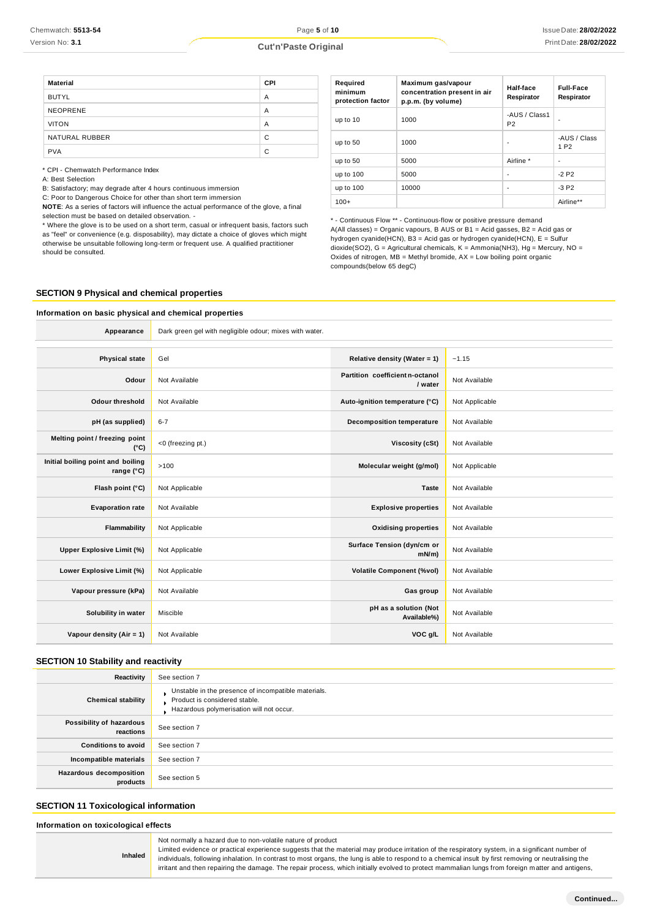| Material | CPI |
| --- | --- |
| BUTYL | A |
| NEOPRENE | A |
| VITON | A |
| NATURAL RUBBER | C |
| PVA | C |

* CPI - Chemwatch Performance Index

A: Best Selection

B: Satisfactory; may degrade after 4 hours continuous immersion

C: Poor to Dangerous Choice for other than short term immersion

**NOTE**: As a series of factors will influence the actual performance of the glove, a final selection must be based on detailed observation. -

* Where the glove is to be used on a short term, casual or infrequent basis, factors such as "feel" or convenience (e.g. disposability), may dictate a choice of gloves which might otherwise be unsuitable following long-term or frequent use. A qualified practitioner should be consulted.

| Required minimum protection factor | Maximum gas/vapour concentration present in air p.p.m. (by volume) | Half-face Respirator | Full-Face Respirator |
| --- | --- | --- | --- |
| up to 10 | 1000 | -AUS / Class1 P2 | - |
| up to 50 | 1000 | - | -AUS / Class 1 P2 |
| up to 50 | 5000 | Airline * | - |
| up to 100 | 5000 | - | -2 P2 |
| up to 100 | 10000 | - | -3 P2 |
| 100+ | | | Airline** |

* - Continuous Flow ** - Continuous-flow or positive pressure demand

A(All classes) = Organic vapours, B AUS or B1 = Acid gasses, B2 = Acid gas or hydrogen cyanide(HCN), B3 = Acid gas or hydrogen cyanide(HCN), E = Sulfur dioxide(SO2), G = Agricultural chemicals, K = Ammonia(NH3), Hg = Mercury, NO = Oxides of nitrogen, MB = Methyl bromide, AX = Low boiling point organic compounds(below 65 degC)

## SECTION 9 Physical and chemical properties

### Information on basic physical and chemical properties

| Appearance | Dark green gel with negligible odour; mixes with water. | | |
| --- | --- | --- | --- |
| **Physical state** | Gel | **Relative density (Water = 1)** | ~1.15 |
| **Odour** | Not Available | **Partition coefficient n-octanol / water** | Not Available |
| **Odour threshold** | Not Available | **Auto-ignition temperature (°C)** | Not Applicable |
| **pH (as supplied)** | 6-7 | **Decomposition temperature** | Not Available |
| **Melting point / freezing point (°C)** | <0 (freezing pt.) | **Viscosity (cSt)** | Not Available |
| **Initial boiling point and boiling range (°C)** | >100 | **Molecular weight (g/mol)** | Not Applicable |
| **Flash point (°C)** | Not Applicable | **Taste** | Not Available |
| **Evaporation rate** | Not Available | **Explosive properties** | Not Available |
| **Flammability** | Not Applicable | **Oxidising properties** | Not Available |
| **Upper Explosive Limit (%)** | Not Applicable | **Surface Tension (dyn/cm or mN/m)** | Not Available |
| **Lower Explosive Limit (%)** | Not Applicable | **Volatile Component (%vol)** | Not Available |
| **Vapour pressure (kPa)** | Not Available | **Gas group** | Not Available |
| **Solubility in water** | Miscible | **pH as a solution (Not Available%)** | Not Available |
| **Vapour density (Air = 1)** | Not Available | **VOC g/L** | Not Available |

## SECTION 10 Stability and reactivity

| | |
| --- | --- |
| **Reactivity** | See section 7 |
| **Chemical stability** | Unstable in the presence of incompatible materials.<br>Product is considered stable.<br>Hazardous polymerisation will not occur. |
| **Possibility of hazardous reactions** | See section 7 |
| **Conditions to avoid** | See section 7 |
| **Incompatible materials** | See section 7 |
| **Hazardous decomposition products** | See section 5 |

## SECTION 11 Toxicological information

### Information on toxicological effects

| | |
| --- | --- |
| **Inhaled** | Not normally a hazard due to non-volatile nature of product<br>Limited evidence or practical experience suggests that the material may produce irritation of the respiratory system, in a significant number of individuals, following inhalation. In contrast to most organs, the lung is able to respond to a chemical insult by first removing or neutralising the irritant and then repairing the damage. The repair process, which initially evolved to protect mammalian lungs from foreign matter and antigens, |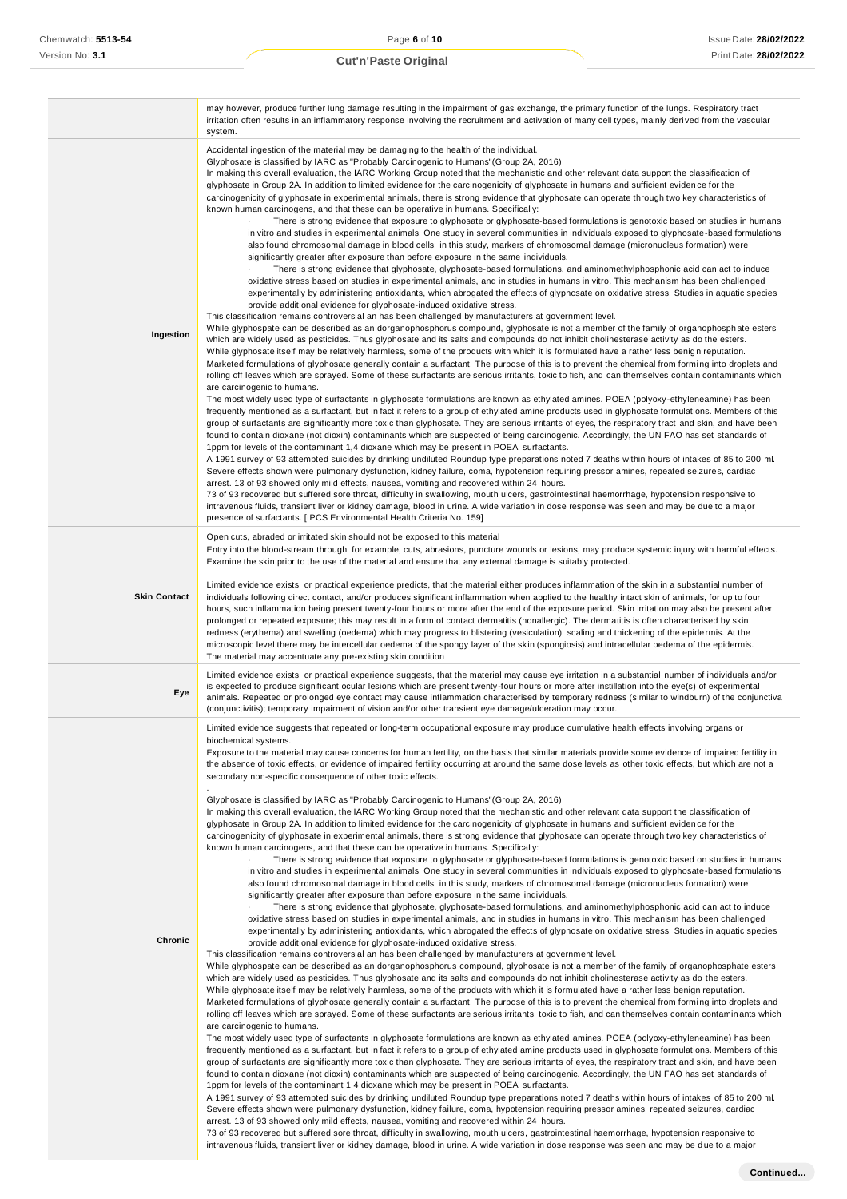| | |
|---|---|
| | may however, produce further lung damage resulting in the impairment of gas exchange, the primary function of the lungs. Respiratory tract irritation often results in an inflammatory response involving the recruitment and activation of many cell types, mainly derived from the vascular system. |
| **Ingestion** | Accidental ingestion of the material may be damaging to the health of the individual.<br>Glyphosate is classified by IARC as "Probably Carcinogenic to Humans"(Group 2A, 2016)<br>In making this overall evaluation, the IARC Working Group noted that the mechanistic and other relevant data support the classification of glyphosate in Group 2A. In addition to limited evidence for the carcinogenicity of glyphosate in humans and sufficient evidence for the carcinogenicity of glyphosate in experimental animals, there is strong evidence that glyphosate can operate through two key characteristics of known human carcinogens, and that these can be operative in humans. Specifically:<br>· There is strong evidence that exposure to glyphosate or glyphosate-based formulations is genotoxic based on studies in humans in vitro and studies in experimental animals. One study in several communities in individuals exposed to glyphosate-based formulations also found chromosomal damage in blood cells; in this study, markers of chromosomal damage (micronucleus formation) were significantly greater after exposure than before exposure in the same individuals.<br>· There is strong evidence that glyphosate, glyphosate-based formulations, and aminomethylphosphonic acid can act to induce oxidative stress based on studies in experimental animals, and in studies in humans in vitro. This mechanism has been challenged experimentally by administering antioxidants, which abrogated the effects of glyphosate on oxidative stress. Studies in aquatic species provide additional evidence for glyphosate-induced oxidative stress.<br>This classification remains controversial an has been challenged by manufacturers at government level.<br>While glyphospate can be described as an dorganophosphorus compound, glyphosate is not a member of the family of organophosphate esters which are widely used as pesticides. Thus glyphosate and its salts and compounds do not inhibit cholinesterase activity as do the esters.<br>While glyphosate itself may be relatively harmless, some of the products with which it is formulated have a rather less benign reputation.<br>Marketed formulations of glyphosate generally contain a surfactant. The purpose of this is to prevent the chemical from forming into droplets and rolling off leaves which are sprayed. Some of these surfactants are serious irritants, toxic to fish, and can themselves contain contaminants which are carcinogenic to humans.<br>The most widely used type of surfactants in glyphosate formulations are known as ethylated amines. POEA (polyoxy-ethyleneamine) has been frequently mentioned as a surfactant, but in fact it refers to a group of ethylated amine products used in glyphosate formulations. Members of this group of surfactants are significantly more toxic than glyphosate. They are serious irritants of eyes, the respiratory tract and skin, and have been found to contain dioxane (not dioxin) contaminants which are suspected of being carcinogenic. Accordingly, the UN FAO has set standards of 1ppm for levels of the contaminant 1,4 dioxane which may be present in POEA surfactants.<br>A 1991 survey of 93 attempted suicides by drinking undiluted Roundup type preparations noted 7 deaths within hours of intakes of 85 to 200 ml. Severe effects shown were pulmonary dysfunction, kidney failure, coma, hypotension requiring pressor amines, repeated seizures, cardiac arrest. 13 of 93 showed only mild effects, nausea, vomiting and recovered within 24 hours.<br>73 of 93 recovered but suffered sore throat, difficulty in swallowing, mouth ulcers, gastrointestinal haemorrhage, hypotension responsive to intravenous fluids, transient liver or kidney damage, blood in urine. A wide variation in dose response was seen and may be due to a major presence of surfactants. [IPCS Environmental Health Criteria No. 159] |
| **Skin Contact** | Open cuts, abraded or irritated skin should not be exposed to this material<br>Entry into the blood-stream through, for example, cuts, abrasions, puncture wounds or lesions, may produce systemic injury with harmful effects. Examine the skin prior to the use of the material and ensure that any external damage is suitably protected.<br><br>Limited evidence exists, or practical experience predicts, that the material either produces inflammation of the skin in a substantial number of individuals following direct contact, and/or produces significant inflammation when applied to the healthy intact skin of animals, for up to four hours, such inflammation being present twenty-four hours or more after the end of the exposure period. Skin irritation may also be present after prolonged or repeated exposure; this may result in a form of contact dermatitis (nonallergic). The dermatitis is often characterised by skin redness (erythema) and swelling (oedema) which may progress to blistering (vesiculation), scaling and thickening of the epidermis. At the microscopic level there may be intercellular oedema of the spongy layer of the skin (spongiosis) and intracellular oedema of the epidermis.<br>The material may accentuate any pre-existing skin condition |
| **Eye** | Limited evidence exists, or practical experience suggests, that the material may cause eye irritation in a substantial number of individuals and/or is expected to produce significant ocular lesions which are present twenty-four hours or more after instillation into the eye(s) of experimental animals. Repeated or prolonged eye contact may cause inflammation characterised by temporary redness (similar to windburn) of the conjunctiva (conjunctivitis); temporary impairment of vision and/or other transient eye damage/ulceration may occur. |
| **Chronic** | Limited evidence suggests that repeated or long-term occupational exposure may produce cumulative health effects involving organs or biochemical systems.<br>Exposure to the material may cause concerns for human fertility, on the basis that similar materials provide some evidence of impaired fertility in the absence of toxic effects, or evidence of impaired fertility occurring at around the same dose levels as other toxic effects, but which are not a secondary non-specific consequence of other toxic effects.<br>.<br>Glyphosate is classified by IARC as "Probably Carcinogenic to Humans"(Group 2A, 2016)<br>In making this overall evaluation, the IARC Working Group noted that the mechanistic and other relevant data support the classification of glyphosate in Group 2A. In addition to limited evidence for the carcinogenicity of glyphosate in humans and sufficient evidence for the carcinogenicity of glyphosate in experimental animals, there is strong evidence that glyphosate can operate through two key characteristics of known human carcinogens, and that these can be operative in humans. Specifically:<br>· There is strong evidence that exposure to glyphosate or glyphosate-based formulations is genotoxic based on studies in humans in vitro and studies in experimental animals. One study in several communities in individuals exposed to glyphosate-based formulations also found chromosomal damage in blood cells; in this study, markers of chromosomal damage (micronucleus formation) were significantly greater after exposure than before exposure in the same individuals.<br>· There is strong evidence that glyphosate, glyphosate-based formulations, and aminomethylphosphonic acid can act to induce oxidative stress based on studies in experimental animals, and in studies in humans in vitro. This mechanism has been challenged experimentally by administering antioxidants, which abrogated the effects of glyphosate on oxidative stress. Studies in aquatic species provide additional evidence for glyphosate-induced oxidative stress.<br>This classification remains controversial an has been challenged by manufacturers at government level.<br>While glyphospate can be described as an dorganophosphorus compound, glyphosate is not a member of the family of organophosphate esters which are widely used as pesticides. Thus glyphosate and its salts and compounds do not inhibit cholinesterase activity as do the esters.<br>While glyphosate itself may be relatively harmless, some of the products with which it is formulated have a rather less benign reputation.<br>Marketed formulations of glyphosate generally contain a surfactant. The purpose of this is to prevent the chemical from forming into droplets and rolling off leaves which are sprayed. Some of these surfactants are serious irritants, toxic to fish, and can themselves contain contaminants which are carcinogenic to humans.<br>The most widely used type of surfactants in glyphosate formulations are known as ethylated amines. POEA (polyoxy-ethyleneamine) has been frequently mentioned as a surfactant, but in fact it refers to a group of ethylated amine products used in glyphosate formulations. Members of this group of surfactants are significantly more toxic than glyphosate. They are serious irritants of eyes, the respiratory tract and skin, and have been found to contain dioxane (not dioxin) contaminants which are suspected of being carcinogenic. Accordingly, the UN FAO has set standards of 1ppm for levels of the contaminant 1,4 dioxane which may be present in POEA surfactants.<br>A 1991 survey of 93 attempted suicides by drinking undiluted Roundup type preparations noted 7 deaths within hours of intakes of 85 to 200 ml. Severe effects shown were pulmonary dysfunction, kidney failure, coma, hypotension requiring pressor amines, repeated seizures, cardiac arrest. 13 of 93 showed only mild effects, nausea, vomiting and recovered within 24 hours.<br>73 of 93 recovered but suffered sore throat, difficulty in swallowing, mouth ulcers, gastrointestinal haemorrhage, hypotension responsive to intravenous fluids, transient liver or kidney damage, blood in urine. A wide variation in dose response was seen and may be due to a major |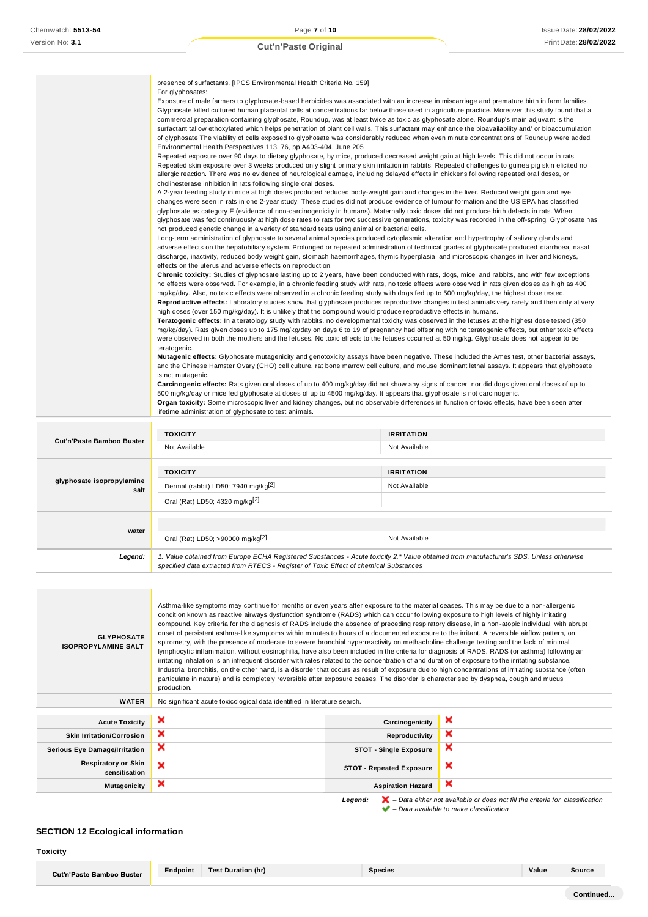presence of surfactants. [IPCS Environmental Health Criteria No. 159]
For glyphosates:
Exposure of male farmers to glyphosate-based herbicides was associated with an increase in miscarriage and premature birth in farm families. Glyphosate killed cultured human placental cells at concentrations far below those used in agriculture practice. Moreover this study found that a commercial preparation containing glyphosate, Roundup, was at least twice as toxic as glyphosate alone. Roundup's main adjuvant is the surfactant tallow ethoxylated which helps penetration of plant cell walls. This surfactant may enhance the bioavailability and/ or bioaccumulation of glyphosate The viability of cells exposed to glyphosate was considerably reduced when even minute concentrations of Roundup were added.
Environmental Health Perspectives 113, 76, pp A403-404, June 205
Repeated exposure over 90 days to dietary glyphosate, by mice, produced decreased weight gain at high levels. This did not occur in rats. Repeated skin exposure over 3 weeks produced only slight primary skin irritation in rabbits. Repeated challenges to guinea pig skin elicited no allergic reaction. There was no evidence of neurological damage, including delayed effects in chickens following repeated oral doses, or cholinesterase inhibition in rats following single oral doses.
A 2-year feeding study in mice at high doses produced reduced body-weight gain and changes in the liver. Reduced weight gain and eye changes were seen in rats in one 2-year study. These studies did not produce evidence of tumour formation and the US EPA has classified glyphosate as category E (evidence of non-carcinogenicity in humans). Maternally toxic doses did not produce birth defects in rats. When glyphosate was fed continuously at high dose rates to rats for two successive generations, toxicity was recorded in the off-spring. Glyphosate has not produced genetic change in a variety of standard tests using animal or bacterial cells.
Long-term administration of glyphosate to several animal species produced cytoplasmic alteration and hypertrophy of salivary glands and adverse effects on the hepatobiliary system. Prolonged or repeated administration of technical grades of glyphosate produced diarrhoea, nasal discharge, inactivity, reduced body weight gain, stomach haemorrhages, thymic hyperplasia, and microscopic changes in liver and kidneys, effects on the uterus and adverse effects on reproduction.
**Chronic toxicity:** Studies of glyphosate lasting up to 2 years, have been conducted with rats, dogs, mice, and rabbits, and with few exceptions no effects were observed. For example, in a chronic feeding study with rats, no toxic effects were observed in rats given doses as high as 400 mg/kg/day. Also, no toxic effects were observed in a chronic feeding study with dogs fed up to 500 mg/kg/day, the highest dose tested.
**Reproductive effects:** Laboratory studies show that glyphosate produces reproductive changes in test animals very rarely and then only at very high doses (over 150 mg/kg/day). It is unlikely that the compound would produce reproductive effects in humans.
**Teratogenic effects:** In a teratology study with rabbits, no developmental toxicity was observed in the fetuses at the highest dose tested (350 mg/kg/day). Rats given doses up to 175 mg/kg/day on days 6 to 19 of pregnancy had offspring with no teratogenic effects, but other toxic effects were observed in both the mothers and the fetuses. No toxic effects to the fetuses occurred at 50 mg/kg. Glyphosate does not appear to be teratogenic.
**Mutagenic effects:** Glyphosate mutagenicity and genotoxicity assays have been negative. These included the Ames test, other bacterial assays, and the Chinese Hamster Ovary (CHO) cell culture, rat bone marrow cell culture, and mouse dominant lethal assays. It appears that glyphosate is not mutagenic.
**Carcinogenic effects:** Rats given oral doses of up to 400 mg/kg/day did not show any signs of cancer, nor did dogs given oral doses of up to 500 mg/kg/day or mice fed glyphosate at doses of up to 4500 mg/kg/day. It appears that glyphosate is not carcinogenic.
**Organ toxicity:** Some microscopic liver and kidney changes, but no observable differences in function or toxic effects, have been seen after lifetime administration of glyphosate to test animals.

| | TOXICITY | IRRITATION |
|---|---|---|
| **Cut'n'Paste Bamboo Buster** | Not Available | Not Available |
| | **TOXICITY** | **IRRITATION** |
| **glyphosate isopropylamine salt** | Dermal (rabbit) LD50: 7940 mg/kg[2] | Not Available |
| | Oral (Rat) LD50; 4320 mg/kg[2] | |
| **water** | Oral (Rat) LD50; >90000 mg/kg[2] | Not Available |
| ***Legend:*** | *1. Value obtained from Europe ECHA Registered Substances - Acute toxicity 2.\* Value obtained from manufacturer's SDS. Unless otherwise specified data extracted from RTECS - Register of Toxic Effect of chemical Substances* | |

| | |
|---|---|
| **GLYPHOSATE ISOPROPYLAMINE SALT** | Asthma-like symptoms may continue for months or even years after exposure to the material ceases. This may be due to a non-allergenic condition known as reactive airways dysfunction syndrome (RADS) which can occur following exposure to high levels of highly irritating compound. Key criteria for the diagnosis of RADS include the absence of preceding respiratory disease, in a non-atopic individual, with abrupt onset of persistent asthma-like symptoms within minutes to hours of a documented exposure to the irritant. A reversible airflow pattern, on spirometry, with the presence of moderate to severe bronchial hyperreactivity on methacholine challenge testing and the lack of minimal lymphocytic inflammation, without eosinophilia, have also been included in the criteria for diagnosis of RADS. RADS (or asthma) following an irritating inhalation is an infrequent disorder with rates related to the concentration of and duration of exposure to the irritating substance. Industrial bronchitis, on the other hand, is a disorder that occurs as result of exposure due to high concentrations of irritating substance (often particulate in nature) and is completely reversible after exposure ceases. The disorder is characterised by dyspnea, cough and mucus production. |
| **WATER** | No significant acute toxicological data identified in literature search. |

| | | | |
|---|---|---|---|
| **Acute Toxicity** | ❌ | **Carcinogenicity** | ❌ |
| **Skin Irritation/Corrosion** | ❌ | **Reproductivity** | ❌ |
| **Serious Eye Damage/Irritation** | ❌ | **STOT - Single Exposure** | ❌ |
| **Respiratory or Skin sensitisation** | ❌ | **STOT - Repeated Exposure** | ❌ |
| **Mutagenicity** | ❌ | **Aspiration Hazard** | ❌ |

***Legend:*** ❌ *– Data either not available or does not fill the criteria for classification*
✔ *– Data available to make classification*

## SECTION 12 Ecological information

### Toxicity

| | Endpoint | Test Duration (hr) | Species | Value | Source |
|---|---|---|---|---|---|
| **Cut'n'Paste Bamboo Buster** | | | | | |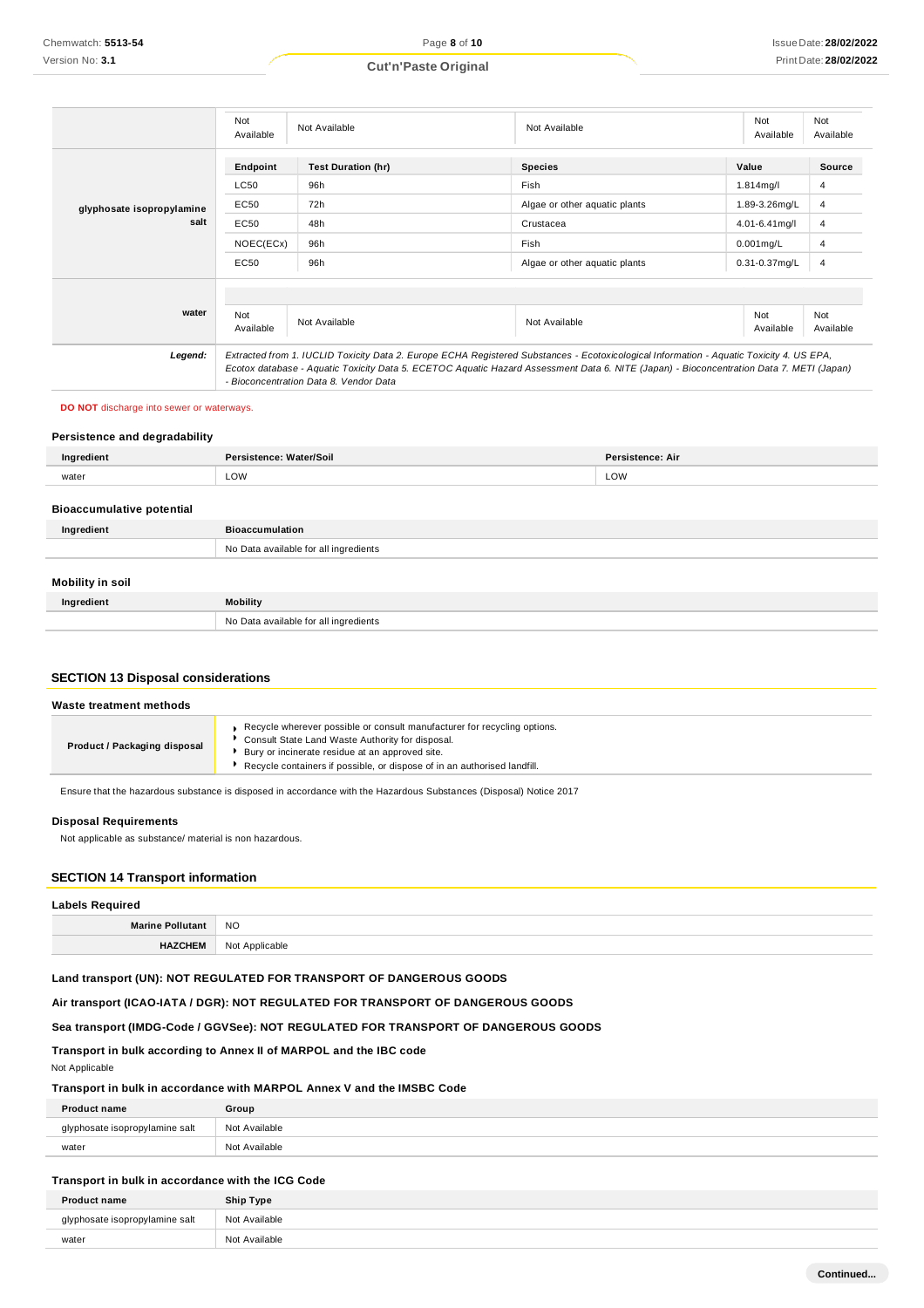| | | | | | |
|---|---|---|---|---|---|
| | Not Available | Not Available | Not Available | Not Available | Not Available |
| glyphosate isopropylamine salt | **Endpoint** | **Test Duration (hr)** | **Species** | **Value** | **Source** |
| | LC50 | 96h | Fish | 1.814mg/l | 4 |
| | EC50 | 72h | Algae or other aquatic plants | 1.89-3.26mg/L | 4 |
| | EC50 | 48h | Crustacea | 4.01-6.41mg/l | 4 |
| | NOEC(ECx) | 96h | Fish | 0.001mg/L | 4 |
| | EC50 | 96h | Algae or other aquatic plants | 0.31-0.37mg/L | 4 |
| water | Not Available | Not Available | Not Available | Not Available | Not Available |
| **Legend:** | *Extracted from 1. IUCLID Toxicity Data 2. Europe ECHA Registered Substances - Ecotoxicological Information - Aquatic Toxicity 4. US EPA, Ecotox database - Aquatic Toxicity Data 5. ECETOC Aquatic Hazard Assessment Data 6. NITE (Japan) - Bioconcentration Data 7. METI (Japan) - Bioconcentration Data 8. Vendor Data* | | | | |

**DO NOT** discharge into sewer or waterways.

### Persistence and degradability

| Ingredient | Persistence: Water/Soil | Persistence: Air |
|---|---|---|
| water | LOW | LOW |

### Bioaccumulative potential

| Ingredient | Bioaccumulation |
|---|---|
| | No Data available for all ingredients |

### Mobility in soil

| Ingredient | Mobility |
|---|---|
| | No Data available for all ingredients |

## SECTION 13 Disposal considerations

### Waste treatment methods

| | |
|---|---|
| **Product / Packaging disposal** | - Recycle wherever possible or consult manufacturer for recycling options.<br>- Consult State Land Waste Authority for disposal.<br>- Bury or incinerate residue at an approved site.<br>- Recycle containers if possible, or dispose of in an authorised landfill. |

Ensure that the hazardous substance is disposed in accordance with the Hazardous Substances (Disposal) Notice 2017

### Disposal Requirements

Not applicable as substance/ material is non hazardous.

## SECTION 14 Transport information

### Labels Required

| | |
|---|---|
| **Marine Pollutant** | NO |
| **HAZCHEM** | Not Applicable |

### Land transport (UN): NOT REGULATED FOR TRANSPORT OF DANGEROUS GOODS

### Air transport (ICAO-IATA / DGR): NOT REGULATED FOR TRANSPORT OF DANGEROUS GOODS

### Sea transport (IMDG-Code / GGVSee): NOT REGULATED FOR TRANSPORT OF DANGEROUS GOODS

### Transport in bulk according to Annex II of MARPOL and the IBC code

Not Applicable

### Transport in bulk in accordance with MARPOL Annex V and the IMSBC Code

| Product name | Group |
|---|---|
| glyphosate isopropylamine salt | Not Available |
| water | Not Available |

### Transport in bulk in accordance with the ICG Code

| Product name | Ship Type |
|---|---|
| glyphosate isopropylamine salt | Not Available |
| water | Not Available |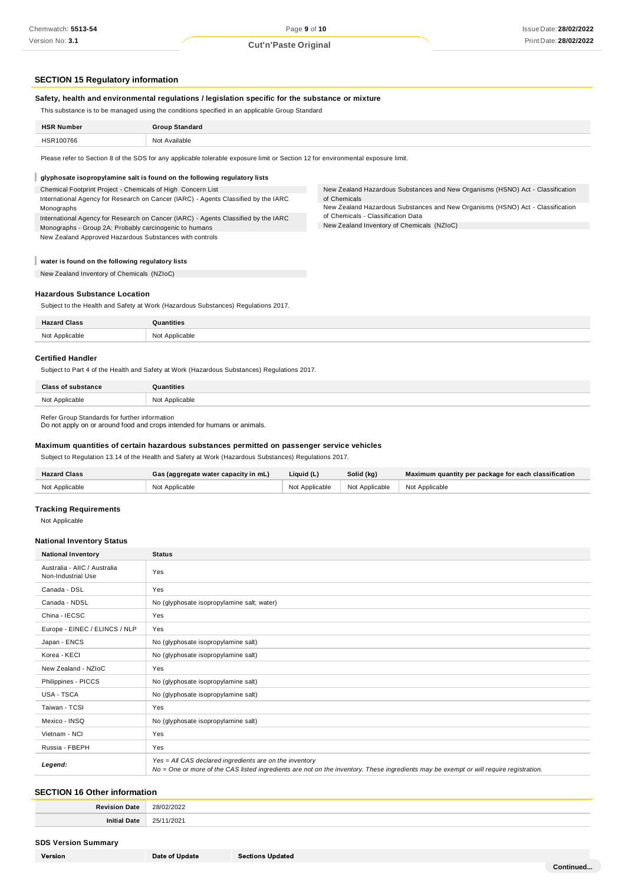## SECTION 15 Regulatory information

### Safety, health and environmental regulations / legislation specific for the substance or mixture

This substance is to be managed using the conditions specified in an applicable Group Standard

| HSR Number | Group Standard |
|---|---|
| HSR100766 | Not Available |

Please refer to Section 8 of the SDS for any applicable tolerable exposure limit or Section 12 for environmental exposure limit.

**glyphosate isopropylamine salt is found on the following regulatory lists**

Chemical Footprint Project - Chemicals of High Concern List
International Agency for Research on Cancer (IARC) - Agents Classified by the IARC Monographs
International Agency for Research on Cancer (IARC) - Agents Classified by the IARC Monographs - Group 2A: Probably carcinogenic to humans
New Zealand Approved Hazardous Substances with controls
New Zealand Hazardous Substances and New Organisms (HSNO) Act - Classification of Chemicals
New Zealand Hazardous Substances and New Organisms (HSNO) Act - Classification of Chemicals - Classification Data
New Zealand Inventory of Chemicals (NZIoC)

**water is found on the following regulatory lists**

New Zealand Inventory of Chemicals (NZIoC)

### Hazardous Substance Location

Subject to the Health and Safety at Work (Hazardous Substances) Regulations 2017.

| Hazard Class | Quantities |
|---|---|
| Not Applicable | Not Applicable |

### Certified Handler

Subject to Part 4 of the Health and Safety at Work (Hazardous Substances) Regulations 2017.

| Class of substance | Quantities |
|---|---|
| Not Applicable | Not Applicable |

Refer Group Standards for further information
Do not apply on or around food and crops intended for humans or animals.

### Maximum quantities of certain hazardous substances permitted on passenger service vehicles

Subject to Regulation 13.14 of the Health and Safety at Work (Hazardous Substances) Regulations 2017.

| Hazard Class | Gas (aggregate water capacity in mL) | Liquid (L) | Solid (kg) | Maximum quantity per package for each classification |
|---|---|---|---|---|
| Not Applicable | Not Applicable | Not Applicable | Not Applicable | Not Applicable |

### Tracking Requirements

Not Applicable

### National Inventory Status

| National Inventory | Status |
|---|---|
| Australia - AIIC / Australia Non-Industrial Use | Yes |
| Canada - DSL | Yes |
| Canada - NDSL | No (glyphosate isopropylamine salt; water) |
| China - IECSC | Yes |
| Europe - EINEC / ELINCS / NLP | Yes |
| Japan - ENCS | No (glyphosate isopropylamine salt) |
| Korea - KECI | No (glyphosate isopropylamine salt) |
| New Zealand - NZIoC | Yes |
| Philippines - PICCS | No (glyphosate isopropylamine salt) |
| USA - TSCA | No (glyphosate isopropylamine salt) |
| Taiwan - TCSI | Yes |
| Mexico - INSQ | No (glyphosate isopropylamine salt) |
| Vietnam - NCI | Yes |
| Russia - FBEPH | Yes |
| ***Legend:*** | *Yes = All CAS declared ingredients are on the inventory* *No = One or more of the CAS listed ingredients are not on the inventory. These ingredients may be exempt or will require registration.* |

## SECTION 16 Other information

| | |
|---|---|
| **Revision Date** | 28/02/2022 |
| **Initial Date** | 25/11/2021 |

### SDS Version Summary

| Version | Date of Update | Sections Updated |
|---|---|---|

Continued...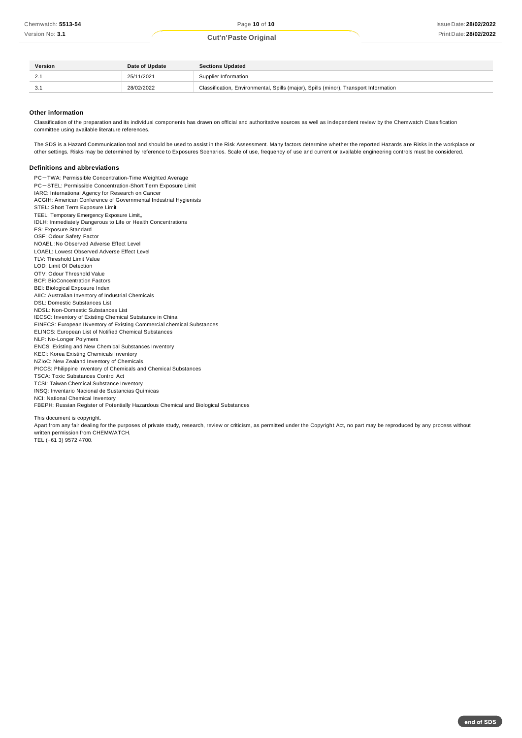| Version | Date of Update | Sections Updated |
|---|---|---|
| 2.1 | 25/11/2021 | Supplier Information |
| 3.1 | 28/02/2022 | Classification, Environmental, Spills (major), Spills (minor), Transport Information |

### Other information

Classification of the preparation and its individual components has drawn on official and authoritative sources as well as independent review by the Chemwatch Classification committee using available literature references.

The SDS is a Hazard Communication tool and should be used to assist in the Risk Assessment. Many factors determine whether the reported Hazards are Risks in the workplace or other settings. Risks may be determined by reference to Exposures Scenarios. Scale of use, frequency of use and current or available engineering controls must be considered.

### Definitions and abbreviations

PC—TWA: Permissible Concentration-Time Weighted Average
PC—STEL: Permissible Concentration-Short Term Exposure Limit
IARC: International Agency for Research on Cancer
ACGIH: American Conference of Governmental Industrial Hygienists
STEL: Short Term Exposure Limit
TEEL: Temporary Emergency Exposure Limit。
IDLH: Immediately Dangerous to Life or Health Concentrations
ES: Exposure Standard
OSF: Odour Safety Factor
NOAEL :No Observed Adverse Effect Level
LOAEL: Lowest Observed Adverse Effect Level
TLV: Threshold Limit Value
LOD: Limit Of Detection
OTV: Odour Threshold Value
BCF: BioConcentration Factors
BEI: Biological Exposure Index
AIIC: Australian Inventory of Industrial Chemicals
DSL: Domestic Substances List
NDSL: Non-Domestic Substances List
IECSC: Inventory of Existing Chemical Substance in China
EINECS: European INventory of Existing Commercial chemical Substances
ELINCS: European List of Notified Chemical Substances
NLP: No-Longer Polymers
ENCS: Existing and New Chemical Substances Inventory
KECI: Korea Existing Chemicals Inventory
NZIoC: New Zealand Inventory of Chemicals
PICCS: Philippine Inventory of Chemicals and Chemical Substances
TSCA: Toxic Substances Control Act
TCSI: Taiwan Chemical Substance Inventory
INSQ: Inventario Nacional de Sustancias Químicas
NCI: National Chemical Inventory
FBEPH: Russian Register of Potentially Hazardous Chemical and Biological Substances

This document is copyright.
Apart from any fair dealing for the purposes of private study, research, review or criticism, as permitted under the Copyright Act, no part may be reproduced by any process without written permission from CHEMWATCH.
TEL (+61 3) 9572 4700.

end of SDS